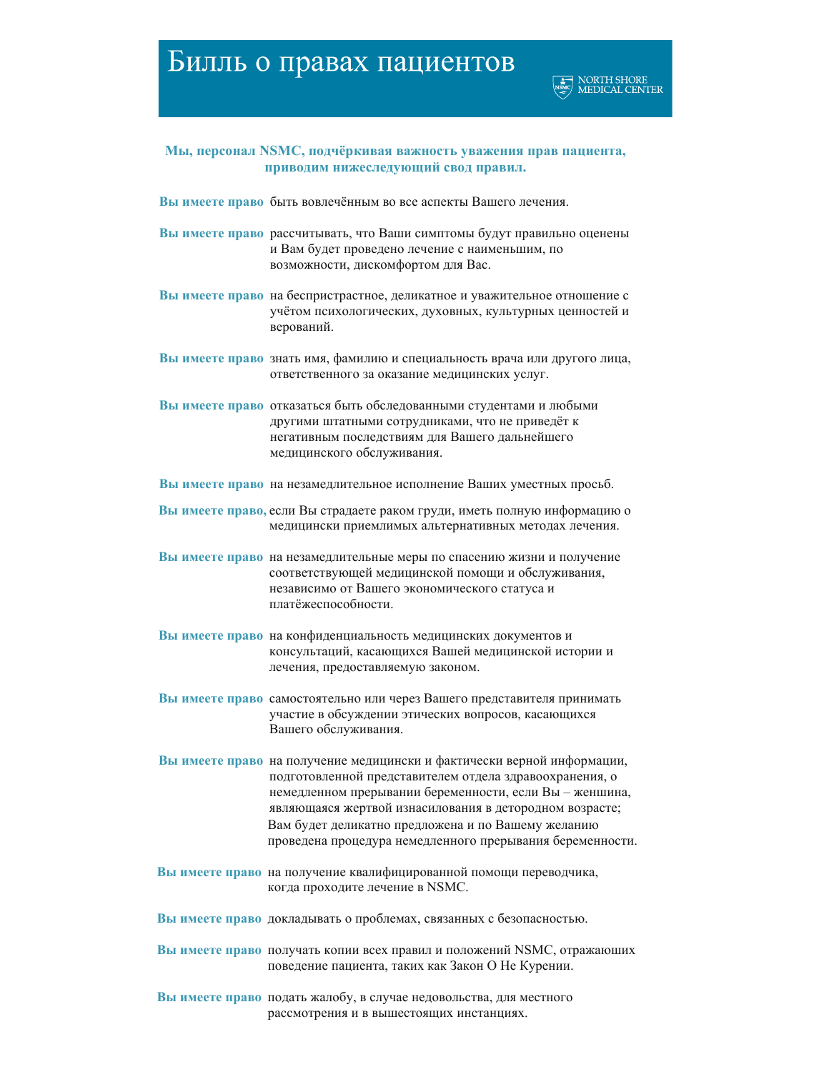# Билль о правах пациентов

NORTH SHORE MEDICAL CENTER

**Мы, персонал NSMC, подчёркивая важность уважения прав пациента, приводим нижеследующий свод правил.**

**Вы имеете право** быть вовлечённым во все аспекты Вашего лечения.

**Вы имеете право** рассчитывать, что Ваши симптомы будут правильно оценены и Вам будет проведено лечение с наименьшим, по возможности, дискомфортом для Вас.

**Вы имеете право** на беспристрастное, деликатное и уважительное отношение с учётом психологических, духовных, культурных ценностей и верований.

**Вы имеете право** знать имя, фамилию и специальность врача или другого лица, ответственного за оказание медицинских услуг.

**Вы имеете право** отказаться быть обследованными студентами и любыми другими штатными сотрудниками, что не приведёт к негативным последствиям для Вашего дальнейшего медицинского обслуживания.

**Вы имеете право** на незамедлительное исполнение Ваших уместных просьб.

**Вы имеете право,** если Вы страдаете раком груди, иметь полную информацию о медицински приемлимых альтернативных методах лечения.

**Вы имеете право** на незамедлительные меры по спасению жизни и получение соответствующей медицинской помощи и обслуживания, независимо от Вашего экономического статуса и платёжеспособности.

**Вы имеете право** на конфиденциальность медицинских документов и консультаций, касающихся Вашей медицинской истории и лечения, предоставляемую законом.

**Вы имеете право** самостоятельно или через Вашего представителя принимать участие в обсуждении этических вопросов, касающихся Вашего обслуживания.

**Вы имеете право** на получение медицински и фактически верной информации, подготовленной представителем отдела здравоохранения, о немедленном прерывании беременности, если Вы – женщина, являющаяся жертвой изнасилования в детородном возрасте; Вам будет деликатно предложена и по Вашему желанию проведена процедура немедленного прерывания беременности.

**Вы имеете право** на получение квалифицированной помощи переводчика, когда проходите лечение в NSMC.

**Вы имеете право** докладывать о проблемах, связанных с безопасностью.

**Вы имеете право** получать копии всех правил и положений NSMC, отражаюших поведение пациента, таких как Закон О Не Курении.

**Вы имеете право** подать жалобу, в случае недовольства, для местного рассмотрения и в вышестоящих инстанциях.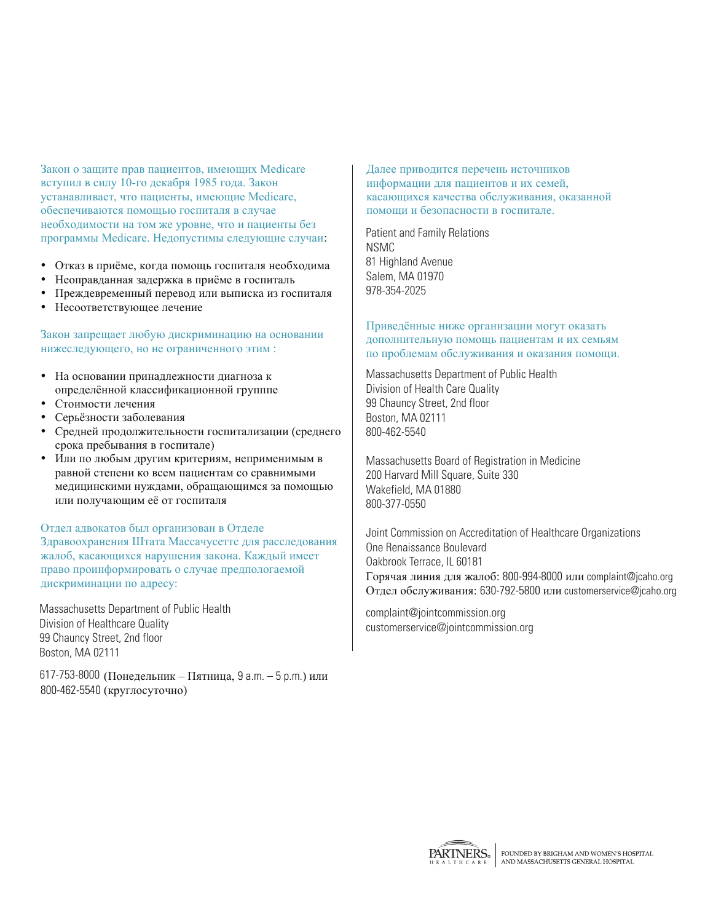Закон о защите прав пациентов, имеющих Medicare вступил в силу 10-го декабря 1985 года. Закон устанавливает, что пациенты, имеющие Medicare, обеспечиваются помощью госпиталя в случае необходимости на том же уровне, что и пациенты без программы Medicare. Недопустимы следующие случаи:

- Отказ в приёме, когда помощь госпиталя необходима
- Неоправданная задержка в приёме в госпиталь
- Преждевременный перевод или выписка из госпиталя
- Несоответствующее лечение

Закон запрещает любую дискриминацию на основании нижеследующего, но не ограниченного этим :

- На основании принадлежности диагноза к определённой классификационной групппе
- Стоимости лечения
- Серьёзности заболевания
- Средней продолжительности госпитализации (среднего срока пребывания в госпитале)
- Или по любым другим критериям, неприменимым в равной степени ко всем пациентам со сравнимыми медицинскими нуждами, обращающимся за помощью или получающим её от госпиталя

Отдел адвокатов был организован в Отделе Здравоохранения Штата Массачусеттс для расследования жалоб, касающихся нарушения закона. Каждый имеет право проинформировать о случае предпологаемой дискриминации по адресу:

Massachusetts Department of Public Health
Division of Healthcare Quality
99 Chauncy Street, 2nd floor
Boston, MA 02111

617-753-8000 (Понедельник – Пятница, 9 a.m. – 5 p.m.) или 800-462-5540 (круглосуточно)

Далее приводится перечень источников информации для пациентов и их семей, касающихся качества обслуживания, оказанной помощи и безопасности в госпитале.

Patient and Family Relations
NSMC
81 Highland Avenue
Salem, MA 01970
978-354-2025

Приведённые ниже организации могут оказать дополнительную помощь пациентам и их семьям по проблемам обслуживания и оказания помощи.

Massachusetts Department of Public Health
Division of Health Care Quality
99 Chauncy Street, 2nd floor
Boston, MA 02111
800-462-5540

Massachusetts Board of Registration in Medicine
200 Harvard Mill Square, Suite 330
Wakefield, MA 01880
800-377-0550

Joint Commission on Accreditation of Healthcare Organizations
One Renaissance Boulevard
Oakbrook Terrace, IL 60181
Горячая линия для жалоб: 800-994-8000 или complaint@jcaho.org
Отдел обслуживания: 630-792-5800 или customerservice@jcaho.org

complaint@jointcommission.org
customerservice@jointcommission.org

PARTNERS HEALTHCARE | FOUNDED BY BRIGHAM AND WOMEN'S HOSPITAL AND MASSACHUSETTS GENERAL HOSPITAL